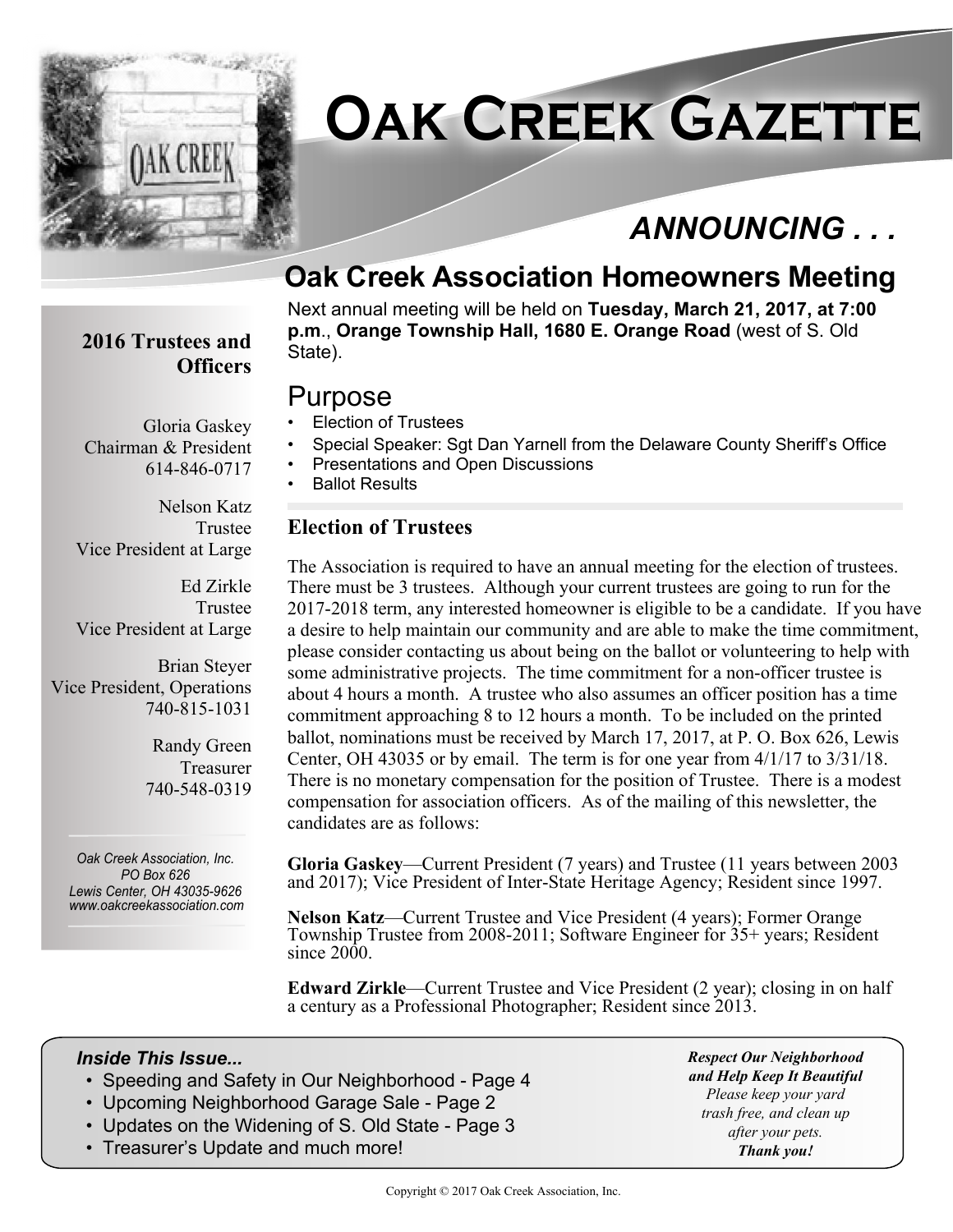# Oak Creek Gazette

## ANNOUNCING . . .

## Oak Creek Association Homeowners Meeting

Next annual meeting will be held on **Tuesday, March 21, 2017, at 7:00 p.m**., **Orange Township Hall, 1680 E. Orange Road** (west of S. Old State).

### Purpose

- Election of Trustees
- Special Speaker: Sgt Dan Yarnell from the Delaware County Sheriff's Office
- Presentations and Open Discussions
- Ballot Results

### Election of Trustees

The Association is required to have an annual meeting for the election of trustees. There must be 3 trustees. Although your current trustees are going to run for the 2017-2018 term, any interested homeowner is eligible to be a candidate. If you have a desire to help maintain our community and are able to make the time commitment, please consider contacting us about being on the ballot or volunteering to help with some administrative projects. The time commitment for a non-officer trustee is about 4 hours a month. A trustee who also assumes an officer position has a time commitment approaching 8 to 12 hours a month. To be included on the printed ballot, nominations must be received by March 17, 2017, at P. O. Box 626, Lewis Center, OH 43035 or by email. The term is for one year from 4/1/17 to 3/31/18. There is no monetary compensation for the position of Trustee. There is a modest compensation for association officers. As of the mailing of this newsletter, the candidates are as follows:

**Gloria Gaskey**—Current President (7 years) and Trustee (11 years between 2003 and 2017); Vice President of Inter-State Heritage Agency; Resident since 1997.

**Nelson Katz**—Current Trustee and Vice President (4 years); Former Orange Township Trustee from 2008-2011; Software Engineer for 35+ years; Resident since 2000.

**Edward Zirkle**—Current Trustee and Vice President (2 year); closing in on half a century as a Professional Photographer; Resident since 2013.

### 2016 Trustees and Officers

Gloria Gaskey
Chairman & President
614-846-0717

Nelson Katz
Trustee
Vice President at Large

Ed Zirkle
Trustee
Vice President at Large

Brian Steyer
Vice President, Operations
740-815-1031

Randy Green
Treasurer
740-548-0319

*Oak Creek Association, Inc.*
*PO Box 626*
*Lewis Center, OH 43035-9626*
*www.oakcreekassociation.com*

***Inside This Issue...***

- Speeding and Safety in Our Neighborhood - Page 4
- Upcoming Neighborhood Garage Sale - Page 2
- Updates on the Widening of S. Old State - Page 3
- Treasurer's Update and much more!

***Respect Our Neighborhood and Help Keep It Beautiful***
*Please keep your yard trash free, and clean up after your pets.*
***Thank you!***

Copyright © 2017 Oak Creek Association, Inc.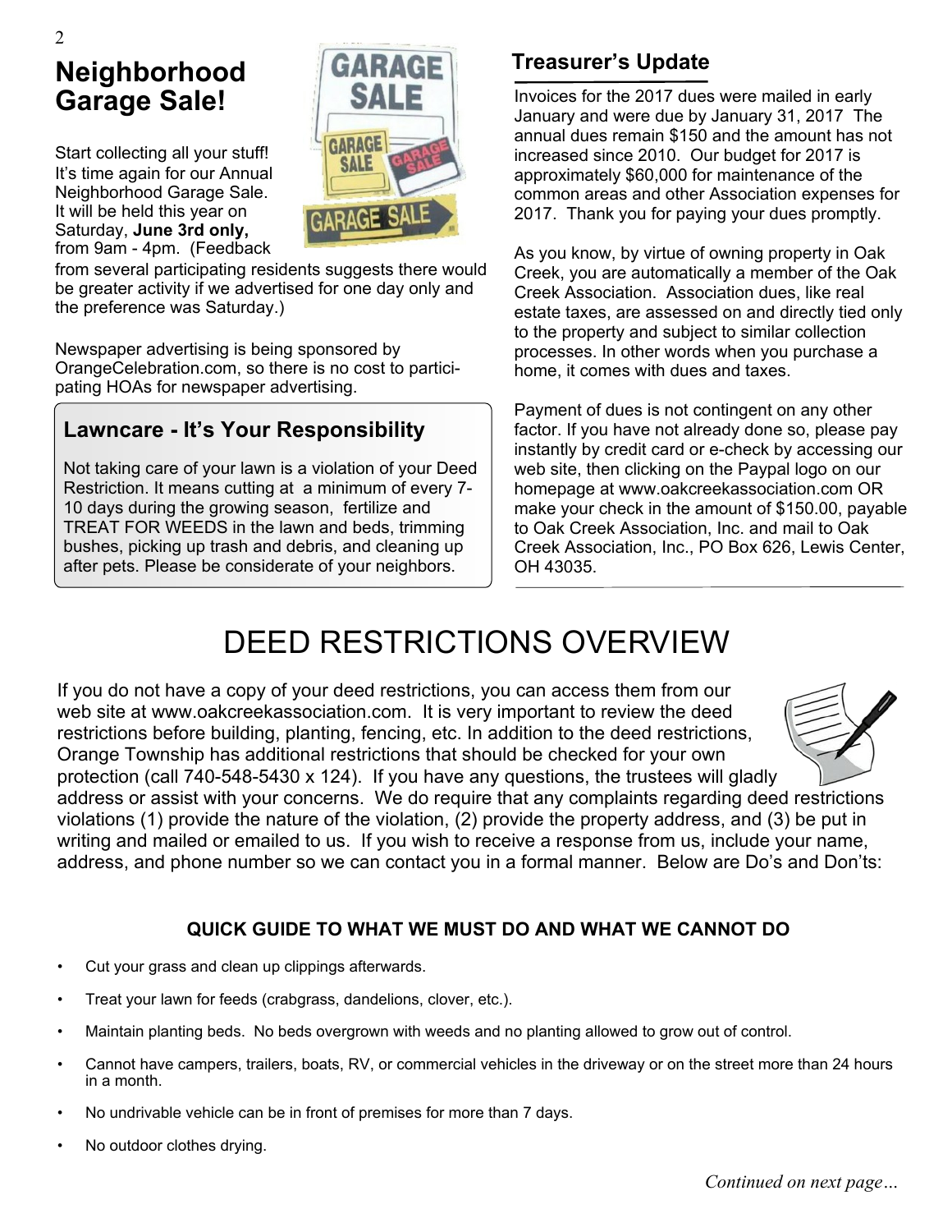## Neighborhood Garage Sale!

Start collecting all your stuff! It's time again for our Annual Neighborhood Garage Sale. It will be held this year on Saturday, **June 3rd only,** from 9am - 4pm. (Feedback from several participating residents suggests there would be greater activity if we advertised for one day only and the preference was Saturday.)

Newspaper advertising is being sponsored by OrangeCelebration.com, so there is no cost to participating HOAs for newspaper advertising.

### Lawncare - It's Your Responsibility

Not taking care of your lawn is a violation of your Deed Restriction. It means cutting at a minimum of every 7-10 days during the growing season, fertilize and TREAT FOR WEEDS in the lawn and beds, trimming bushes, picking up trash and debris, and cleaning up after pets. Please be considerate of your neighbors.

## Treasurer's Update

Invoices for the 2017 dues were mailed in early January and were due by January 31, 2017 The annual dues remain $150 and the amount has not increased since 2010. Our budget for 2017 is approximately $60,000 for maintenance of the common areas and other Association expenses for 2017. Thank you for paying your dues promptly.

As you know, by virtue of owning property in Oak Creek, you are automatically a member of the Oak Creek Association. Association dues, like real estate taxes, are assessed on and directly tied only to the property and subject to similar collection processes. In other words when you purchase a home, it comes with dues and taxes.

Payment of dues is not contingent on any other factor. If you have not already done so, please pay instantly by credit card or e-check by accessing our web site, then clicking on the Paypal logo on our homepage at www.oakcreekassociation.com OR make your check in the amount of $150.00, payable to Oak Creek Association, Inc. and mail to Oak Creek Association, Inc., PO Box 626, Lewis Center, OH 43035.

# DEED RESTRICTIONS OVERVIEW

If you do not have a copy of your deed restrictions, you can access them from our web site at www.oakcreekassociation.com. It is very important to review the deed restrictions before building, planting, fencing, etc. In addition to the deed restrictions, Orange Township has additional restrictions that should be checked for your own protection (call 740-548-5430 x 124). If you have any questions, the trustees will gladly address or assist with your concerns. We do require that any complaints regarding deed restrictions violations (1) provide the nature of the violation, (2) provide the property address, and (3) be put in writing and mailed or emailed to us. If you wish to receive a response from us, include your name, address, and phone number so we can contact you in a formal manner. Below are Do's and Don'ts:

**QUICK GUIDE TO WHAT WE MUST DO AND WHAT WE CANNOT DO**

- Cut your grass and clean up clippings afterwards.
- Treat your lawn for feeds (crabgrass, dandelions, clover, etc.).
- Maintain planting beds. No beds overgrown with weeds and no planting allowed to grow out of control.
- Cannot have campers, trailers, boats, RV, or commercial vehicles in the driveway or on the street more than 24 hours in a month.
- No undrivable vehicle can be in front of premises for more than 7 days.
- No outdoor clothes drying.

*Continued on next page…*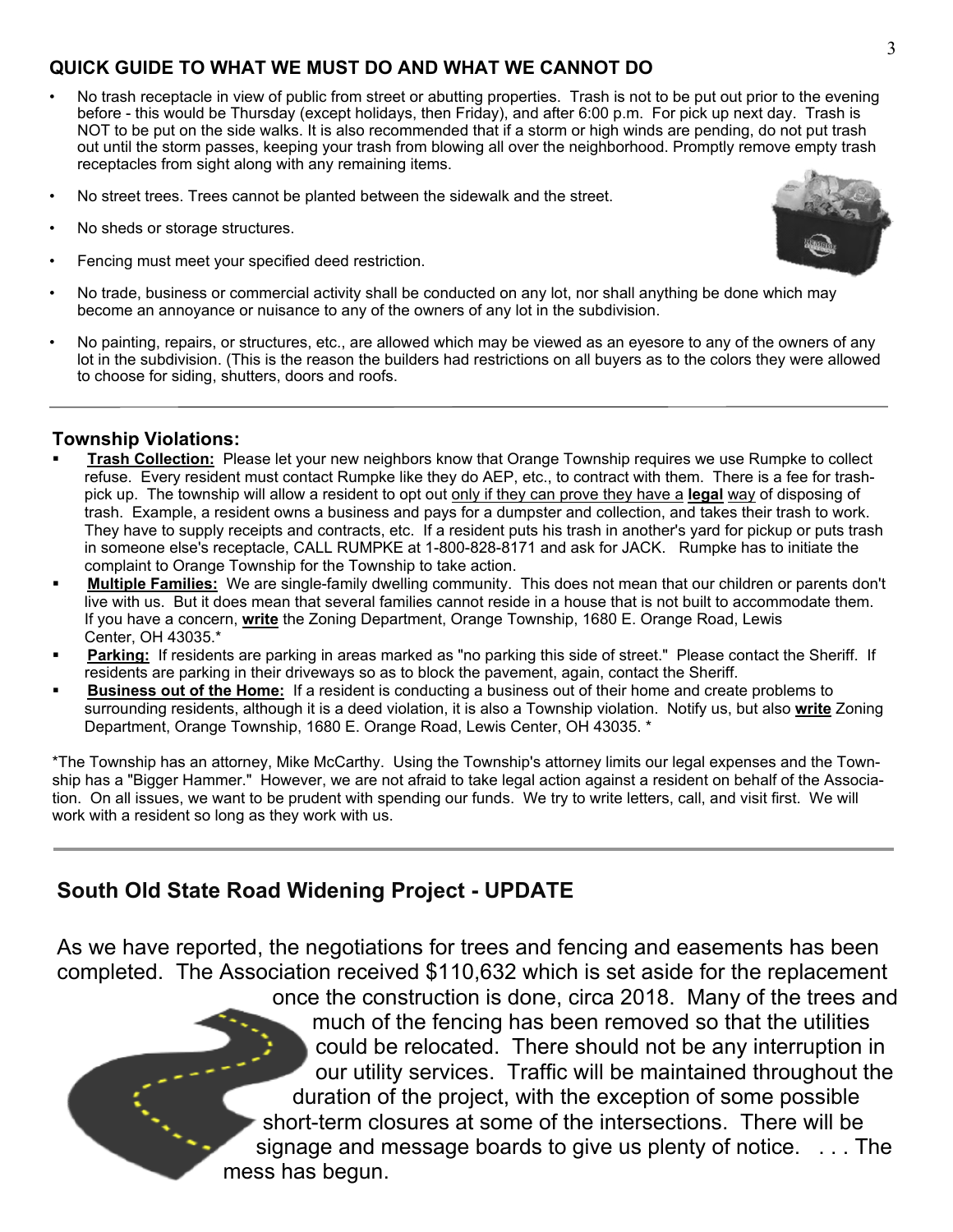## QUICK GUIDE TO WHAT WE MUST DO AND WHAT WE CANNOT DO

- No trash receptacle in view of public from street or abutting properties. Trash is not to be put out prior to the evening before - this would be Thursday (except holidays, then Friday), and after 6:00 p.m. For pick up next day. Trash is NOT to be put on the side walks. It is also recommended that if a storm or high winds are pending, do not put trash out until the storm passes, keeping your trash from blowing all over the neighborhood. Promptly remove empty trash receptacles from sight along with any remaining items.
- No street trees. Trees cannot be planted between the sidewalk and the street.
- No sheds or storage structures.
- Fencing must meet your specified deed restriction.
- No trade, business or commercial activity shall be conducted on any lot, nor shall anything be done which may become an annoyance or nuisance to any of the owners of any lot in the subdivision.
- No painting, repairs, or structures, etc., are allowed which may be viewed as an eyesore to any of the owners of any lot in the subdivision. (This is the reason the builders had restrictions on all buyers as to the colors they were allowed to choose for siding, shutters, doors and roofs.

---

## Township Violations:

- **Trash Collection:** Please let your new neighbors know that Orange Township requires we use Rumpke to collect refuse. Every resident must contact Rumpke like they do AEP, etc., to contract with them. There is a fee for trash-pick up. The township will allow a resident to opt out only if they can prove they have a **legal** way of disposing of trash. Example, a resident owns a business and pays for a dumpster and collection, and takes their trash to work. They have to supply receipts and contracts, etc. If a resident puts his trash in another's yard for pickup or puts trash in someone else's receptacle, CALL RUMPKE at 1-800-828-8171 and ask for JACK. Rumpke has to initiate the complaint to Orange Township for the Township to take action.
- **Multiple Families:** We are single-family dwelling community. This does not mean that our children or parents don't live with us. But it does mean that several families cannot reside in a house that is not built to accommodate them. If you have a concern, **write** the Zoning Department, Orange Township, 1680 E. Orange Road, Lewis Center, OH 43035.*
- **Parking:** If residents are parking in areas marked as "no parking this side of street." Please contact the Sheriff. If residents are parking in their driveways so as to block the pavement, again, contact the Sheriff.
- **Business out of the Home:** If a resident is conducting a business out of their home and create problems to surrounding residents, although it is a deed violation, it is also a Township violation. Notify us, but also **write** Zoning Department, Orange Township, 1680 E. Orange Road, Lewis Center, OH 43035. *

*The Township has an attorney, Mike McCarthy. Using the Township's attorney limits our legal expenses and the Township has a "Bigger Hammer." However, we are not afraid to take legal action against a resident on behalf of the Association. On all issues, we want to be prudent with spending our funds. We try to write letters, call, and visit first. We will work with a resident so long as they work with us.

---

## South Old State Road Widening Project - UPDATE

As we have reported, the negotiations for trees and fencing and easements has been completed. The Association received $110,632 which is set aside for the replacement once the construction is done, circa 2018. Many of the trees and much of the fencing has been removed so that the utilities could be relocated. There should not be any interruption in our utility services. Traffic will be maintained throughout the duration of the project, with the exception of some possible short-term closures at some of the intersections. There will be signage and message boards to give us plenty of notice. . . . The mess has begun.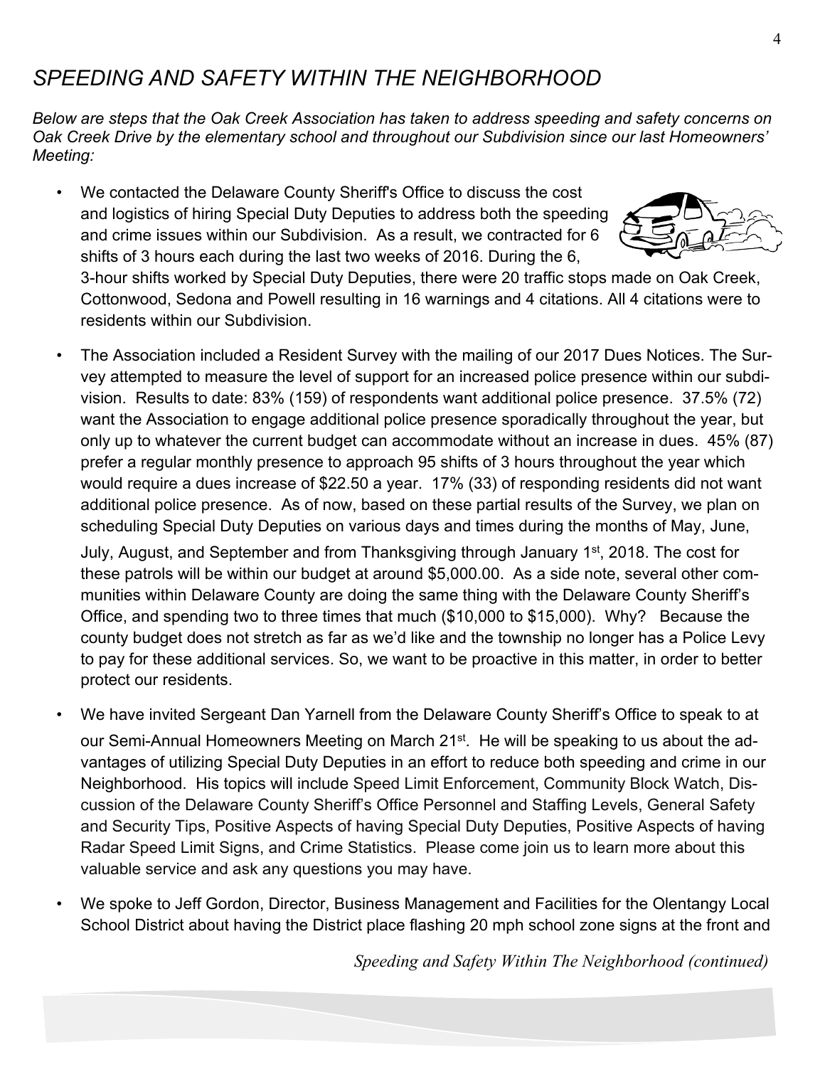## *SPEEDING AND SAFETY WITHIN THE NEIGHBORHOOD*

***Below are steps that the Oak Creek Association has taken to address speeding and safety concerns on Oak Creek Drive by the elementary school and throughout our Subdivision since our last Homeowners' Meeting:***

- We contacted the Delaware County Sheriff's Office to discuss the cost and logistics of hiring Special Duty Deputies to address both the speeding and crime issues within our Subdivision. As a result, we contracted for 6 shifts of 3 hours each during the last two weeks of 2016. During the 6, 3-hour shifts worked by Special Duty Deputies, there were 20 traffic stops made on Oak Creek, Cottonwood, Sedona and Powell resulting in 16 warnings and 4 citations. All 4 citations were to residents within our Subdivision.
- The Association included a Resident Survey with the mailing of our 2017 Dues Notices. The Survey attempted to measure the level of support for an increased police presence within our subdivision. Results to date: 83% (159) of respondents want additional police presence. 37.5% (72) want the Association to engage additional police presence sporadically throughout the year, but only up to whatever the current budget can accommodate without an increase in dues. 45% (87) prefer a regular monthly presence to approach 95 shifts of 3 hours throughout the year which would require a dues increase of $22.50 a year. 17% (33) of responding residents did not want additional police presence. As of now, based on these partial results of the Survey, we plan on scheduling Special Duty Deputies on various days and times during the months of May, June, July, August, and September and from Thanksgiving through January 1st, 2018. The cost for these patrols will be within our budget at around $5,000.00. As a side note, several other communities within Delaware County are doing the same thing with the Delaware County Sheriff's Office, and spending two to three times that much ($10,000 to $15,000). Why? Because the county budget does not stretch as far as we'd like and the township no longer has a Police Levy to pay for these additional services. So, we want to be proactive in this matter, in order to better protect our residents.
- We have invited Sergeant Dan Yarnell from the Delaware County Sheriff's Office to speak to at our Semi-Annual Homeowners Meeting on March 21st. He will be speaking to us about the advantages of utilizing Special Duty Deputies in an effort to reduce both speeding and crime in our Neighborhood. His topics will include Speed Limit Enforcement, Community Block Watch, Discussion of the Delaware County Sheriff's Office Personnel and Staffing Levels, General Safety and Security Tips, Positive Aspects of having Special Duty Deputies, Positive Aspects of having Radar Speed Limit Signs, and Crime Statistics. Please come join us to learn more about this valuable service and ask any questions you may have.
- We spoke to Jeff Gordon, Director, Business Management and Facilities for the Olentangy Local School District about having the District place flashing 20 mph school zone signs at the front and

*Speeding and Safety Within The Neighborhood (continued)*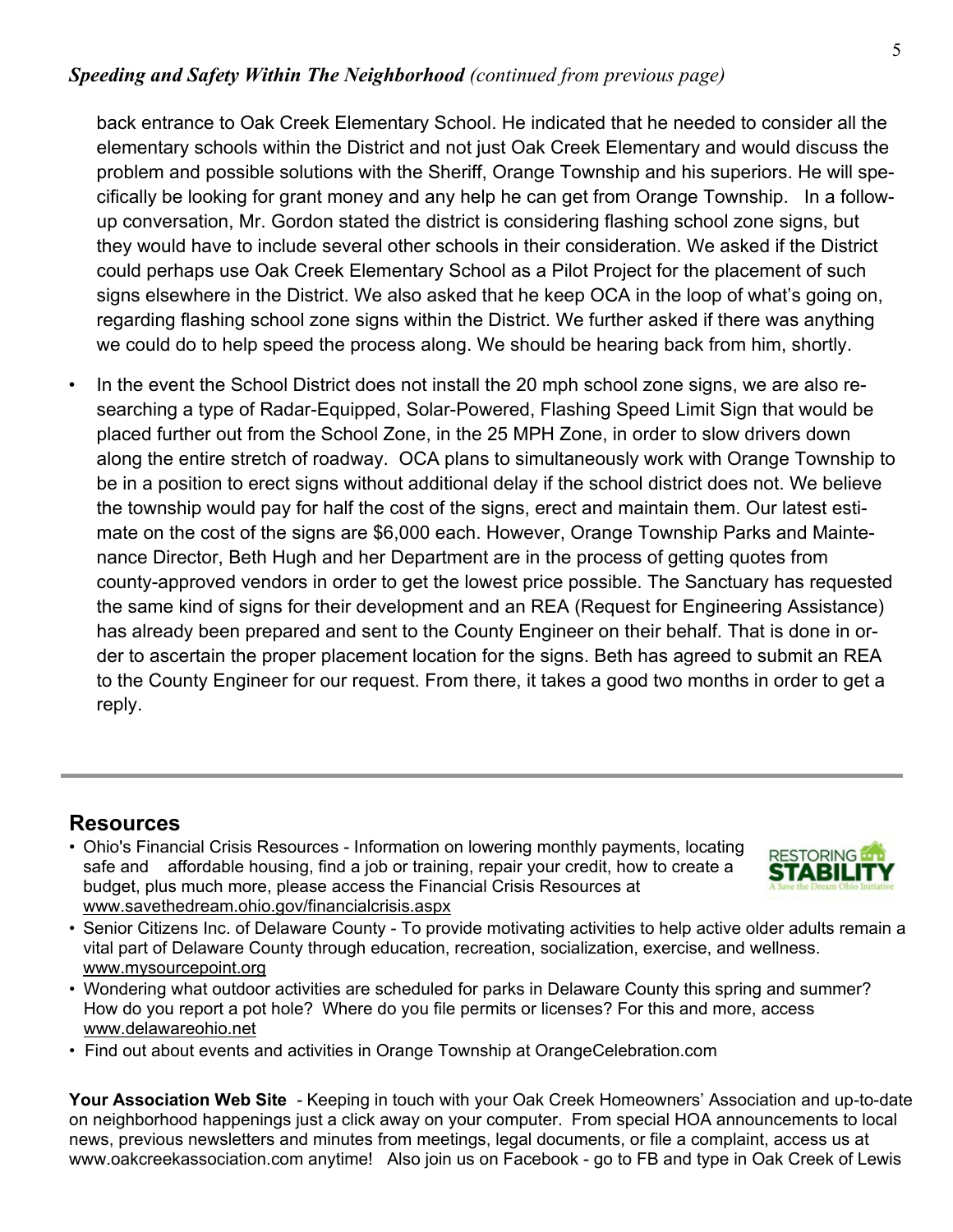***Speeding and Safety Within The Neighborhood*** *(continued from previous page)*

back entrance to Oak Creek Elementary School. He indicated that he needed to consider all the elementary schools within the District and not just Oak Creek Elementary and would discuss the problem and possible solutions with the Sheriff, Orange Township and his superiors. He will specifically be looking for grant money and any help he can get from Orange Township. In a follow-up conversation, Mr. Gordon stated the district is considering flashing school zone signs, but they would have to include several other schools in their consideration. We asked if the District could perhaps use Oak Creek Elementary School as a Pilot Project for the placement of such signs elsewhere in the District. We also asked that he keep OCA in the loop of what's going on, regarding flashing school zone signs within the District. We further asked if there was anything we could do to help speed the process along. We should be hearing back from him, shortly.

- In the event the School District does not install the 20 mph school zone signs, we are also researching a type of Radar-Equipped, Solar-Powered, Flashing Speed Limit Sign that would be placed further out from the School Zone, in the 25 MPH Zone, in order to slow drivers down along the entire stretch of roadway. OCA plans to simultaneously work with Orange Township to be in a position to erect signs without additional delay if the school district does not. We believe the township would pay for half the cost of the signs, erect and maintain them. Our latest estimate on the cost of the signs are $6,000 each. However, Orange Township Parks and Maintenance Director, Beth Hugh and her Department are in the process of getting quotes from county-approved vendors in order to get the lowest price possible. The Sanctuary has requested the same kind of signs for their development and an REA (Request for Engineering Assistance) has already been prepared and sent to the County Engineer on their behalf. That is done in order to ascertain the proper placement location for the signs. Beth has agreed to submit an REA to the County Engineer for our request. From there, it takes a good two months in order to get a reply.

---

## Resources

- Ohio's Financial Crisis Resources - Information on lowering monthly payments, locating safe and affordable housing, find a job or training, repair your credit, how to create a budget, plus much more, please access the Financial Crisis Resources at www.savethedream.ohio.gov/financialcrisis.aspx
- Senior Citizens Inc. of Delaware County - To provide motivating activities to help active older adults remain a vital part of Delaware County through education, recreation, socialization, exercise, and wellness. www.mysourcepoint.org
- Wondering what outdoor activities are scheduled for parks in Delaware County this spring and summer? How do you report a pot hole? Where do you file permits or licenses? For this and more, access www.delawareohio.net
- Find out about events and activities in Orange Township at OrangeCelebration.com

**Your Association Web Site** - Keeping in touch with your Oak Creek Homeowners' Association and up-to-date on neighborhood happenings just a click away on your computer. From special HOA announcements to local news, previous newsletters and minutes from meetings, legal documents, or file a complaint, access us at www.oakcreekassociation.com anytime! Also join us on Facebook - go to FB and type in Oak Creek of Lewis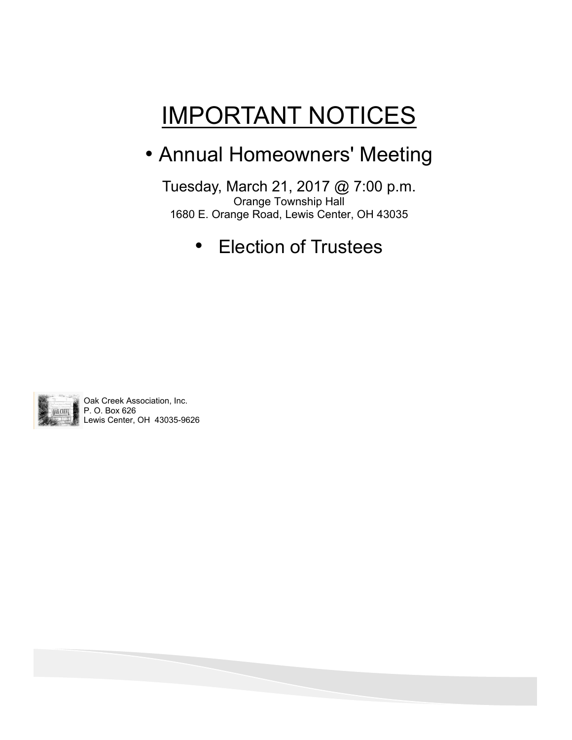# IMPORTANT NOTICES

- Annual Homeowners' Meeting

Tuesday, March 21, 2017 @ 7:00 p.m.
Orange Township Hall
1680 E. Orange Road, Lewis Center, OH 43035

- Election of Trustees

Oak Creek Association, Inc.
P. O. Box 626
Lewis Center, OH 43035-9626